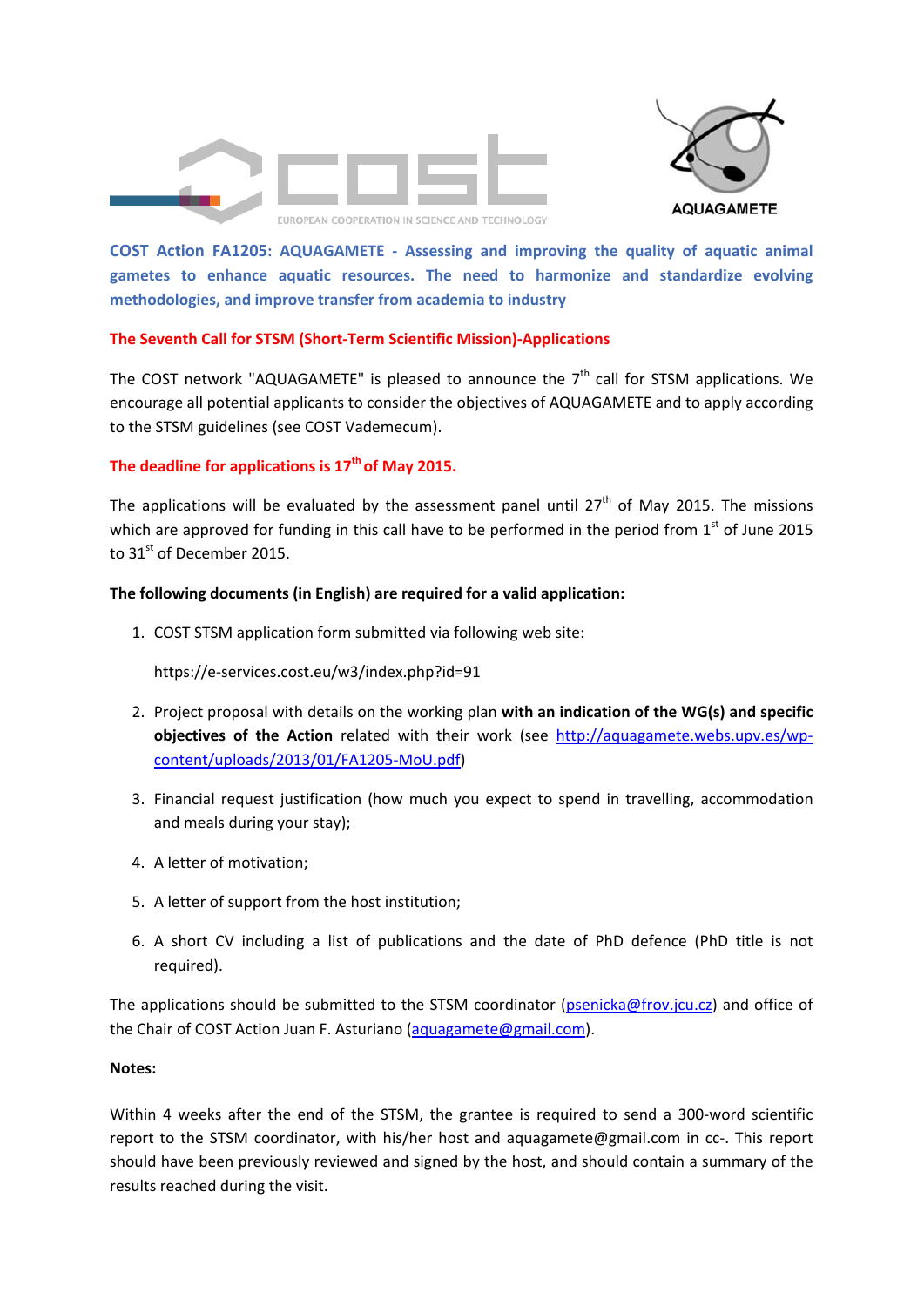COST EUROPEAN COOPERATION IN SCIENCE AND TECHNOLOGY

AQUAGAMETE

**COST Action FA1205: AQUAGAMETE - Assessing and improving the quality of aquatic animal gametes to enhance aquatic resources. The need to harmonize and standardize evolving methodologies, and improve transfer from academia to industry**

**The Seventh Call for STSM (Short-Term Scientific Mission)-Applications**

The COST network "AQUAGAMETE" is pleased to announce the 7th call for STSM applications. We encourage all potential applicants to consider the objectives of AQUAGAMETE and to apply according to the STSM guidelines (see COST Vademecum).

**The deadline for applications is 17th of May 2015.**

The applications will be evaluated by the assessment panel until 27th of May 2015. The missions which are approved for funding in this call have to be performed in the period from 1st of June 2015 to 31st of December 2015.

**The following documents (in English) are required for a valid application:**

1. COST STSM application form submitted via following web site:

   https://e-services.cost.eu/w3/index.php?id=91

2. Project proposal with details on the working plan **with an indication of the WG(s) and specific objectives of the Action** related with their work (see http://aquagamete.webs.upv.es/wp-content/uploads/2013/01/FA1205-MoU.pdf)

3. Financial request justification (how much you expect to spend in travelling, accommodation and meals during your stay);

4. A letter of motivation;

5. A letter of support from the host institution;

6. A short CV including a list of publications and the date of PhD defence (PhD title is not required).

The applications should be submitted to the STSM coordinator (psenicka@frov.jcu.cz) and office of the Chair of COST Action Juan F. Asturiano (aquagamete@gmail.com).

**Notes:**

Within 4 weeks after the end of the STSM, the grantee is required to send a 300-word scientific report to the STSM coordinator, with his/her host and aquagamete@gmail.com in cc-. This report should have been previously reviewed and signed by the host, and should contain a summary of the results reached during the visit.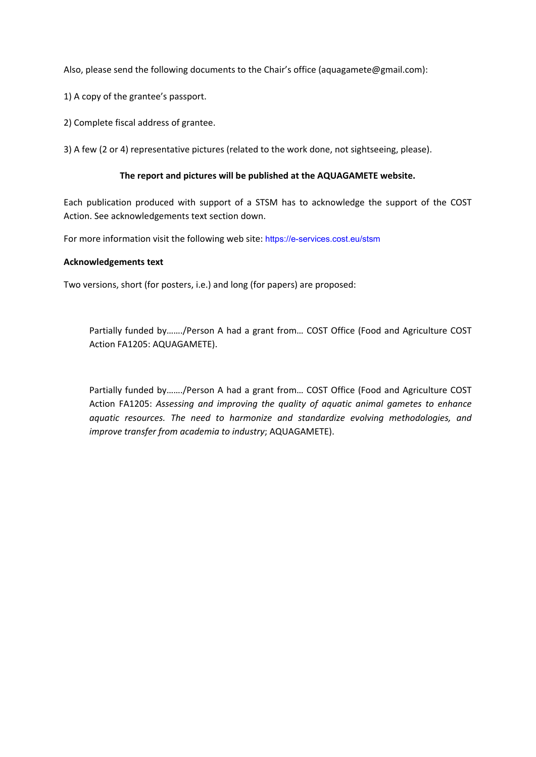Also, please send the following documents to the Chair's office (aquagamete@gmail.com):

1) A copy of the grantee's passport.

2) Complete fiscal address of grantee.

3) A few (2 or 4) representative pictures (related to the work done, not sightseeing, please).

**The report and pictures will be published at the AQUAGAMETE website.**

Each publication produced with support of a STSM has to acknowledge the support of the COST Action. See acknowledgements text section down.

For more information visit the following web site: https://e-services.cost.eu/stsm

**Acknowledgements text**

Two versions, short (for posters, i.e.) and long (for papers) are proposed:

> Partially funded by……./Person A had a grant from… COST Office (Food and Agriculture COST Action FA1205: AQUAGAMETE).

> Partially funded by……./Person A had a grant from… COST Office (Food and Agriculture COST Action FA1205: *Assessing and improving the quality of aquatic animal gametes to enhance aquatic resources. The need to harmonize and standardize evolving methodologies, and improve transfer from academia to industry*; AQUAGAMETE).